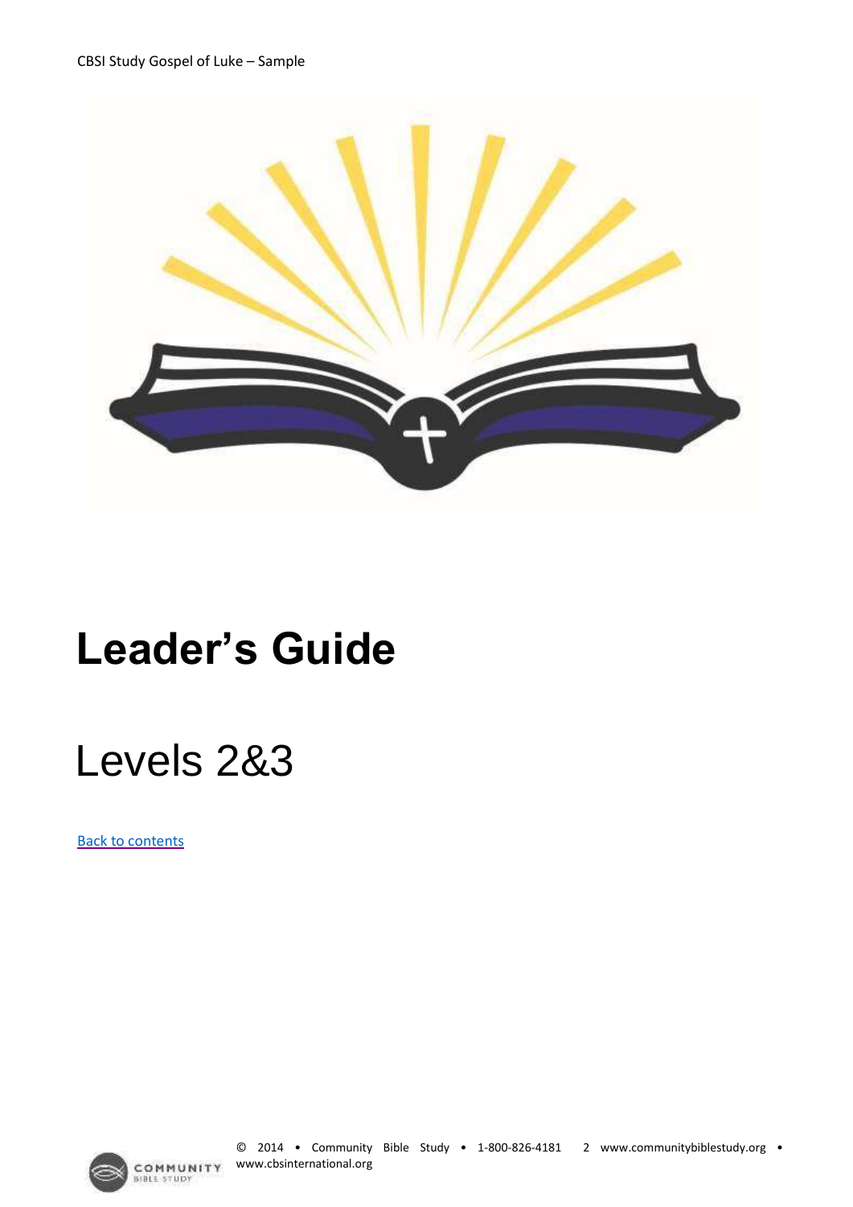# Leader's Guide

## Levels 2&3

[Back to contents]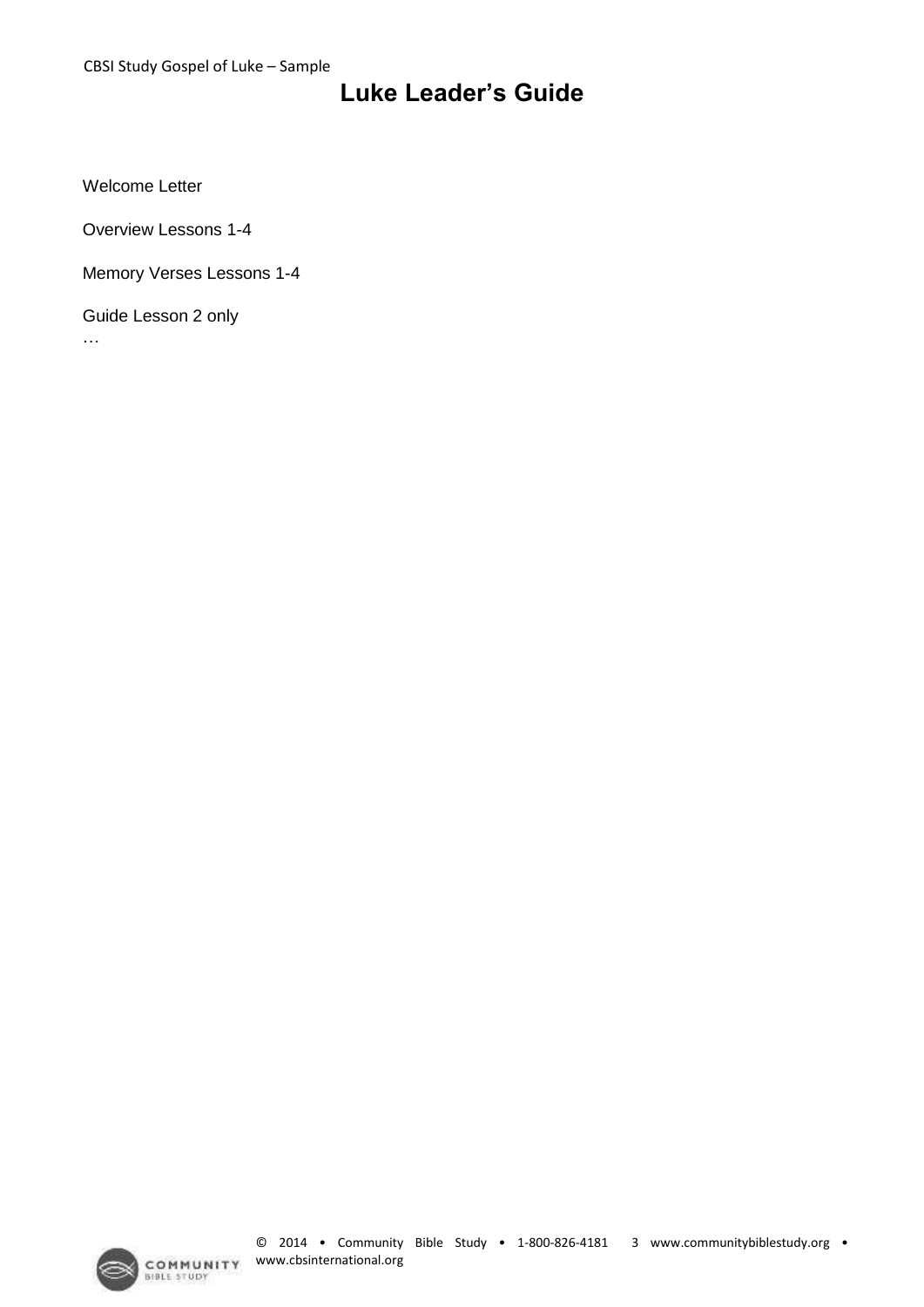# Luke Leader's Guide

Welcome Letter

Overview Lessons 1-4

Memory Verses Lessons 1-4

Guide Lesson 2 only

…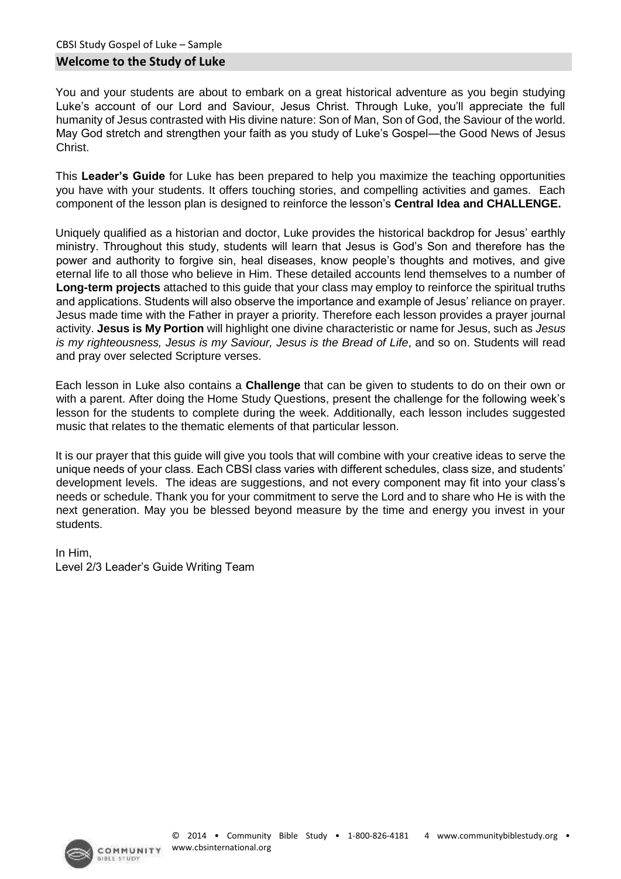## Welcome to the Study of Luke

You and your students are about to embark on a great historical adventure as you begin studying Luke's account of our Lord and Saviour, Jesus Christ. Through Luke, you'll appreciate the full humanity of Jesus contrasted with His divine nature: Son of Man, Son of God, the Saviour of the world. May God stretch and strengthen your faith as you study of Luke's Gospel—the Good News of Jesus Christ.

This **Leader's Guide** for Luke has been prepared to help you maximize the teaching opportunities you have with your students. It offers touching stories, and compelling activities and games. Each component of the lesson plan is designed to reinforce the lesson's **Central Idea and CHALLENGE.**

Uniquely qualified as a historian and doctor, Luke provides the historical backdrop for Jesus' earthly ministry. Throughout this study, students will learn that Jesus is God's Son and therefore has the power and authority to forgive sin, heal diseases, know people's thoughts and motives, and give eternal life to all those who believe in Him. These detailed accounts lend themselves to a number of **Long-term projects** attached to this guide that your class may employ to reinforce the spiritual truths and applications. Students will also observe the importance and example of Jesus' reliance on prayer. Jesus made time with the Father in prayer a priority. Therefore each lesson provides a prayer journal activity. **Jesus is My Portion** will highlight one divine characteristic or name for Jesus, such as *Jesus is my righteousness, Jesus is my Saviour, Jesus is the Bread of Life*, and so on. Students will read and pray over selected Scripture verses.

Each lesson in Luke also contains a **Challenge** that can be given to students to do on their own or with a parent. After doing the Home Study Questions, present the challenge for the following week's lesson for the students to complete during the week. Additionally, each lesson includes suggested music that relates to the thematic elements of that particular lesson.

It is our prayer that this guide will give you tools that will combine with your creative ideas to serve the unique needs of your class. Each CBSI class varies with different schedules, class size, and students' development levels. The ideas are suggestions, and not every component may fit into your class's needs or schedule. Thank you for your commitment to serve the Lord and to share who He is with the next generation. May you be blessed beyond measure by the time and energy you invest in your students.

In Him,
Level 2/3 Leader's Guide Writing Team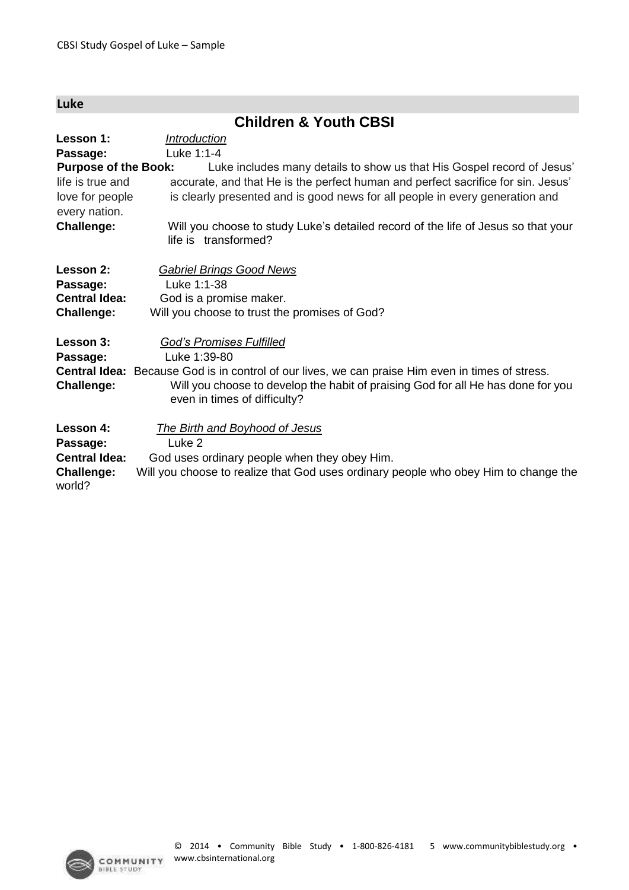## Luke

### Children & Youth CBSI

**Lesson 1:** *Introduction*
**Passage:** Luke 1:1-4
**Purpose of the Book:** Luke includes many details to show us that His Gospel record of Jesus' life is true and accurate, and that He is the perfect human and perfect sacrifice for sin. Jesus' love for people is clearly presented and is good news for all people in every generation and every nation.
**Challenge:** Will you choose to study Luke's detailed record of the life of Jesus so that your life is transformed?

**Lesson 2:** *Gabriel Brings Good News*
**Passage:** Luke 1:1-38
**Central Idea:** God is a promise maker.
**Challenge:** Will you choose to trust the promises of God?

**Lesson 3:** *God's Promises Fulfilled*
**Passage:** Luke 1:39-80
**Central Idea:** Because God is in control of our lives, we can praise Him even in times of stress.
**Challenge:** Will you choose to develop the habit of praising God for all He has done for you even in times of difficulty?

**Lesson 4:** *The Birth and Boyhood of Jesus*
**Passage:** Luke 2
**Central Idea:** God uses ordinary people when they obey Him.
**Challenge:** Will you choose to realize that God uses ordinary people who obey Him to change the world?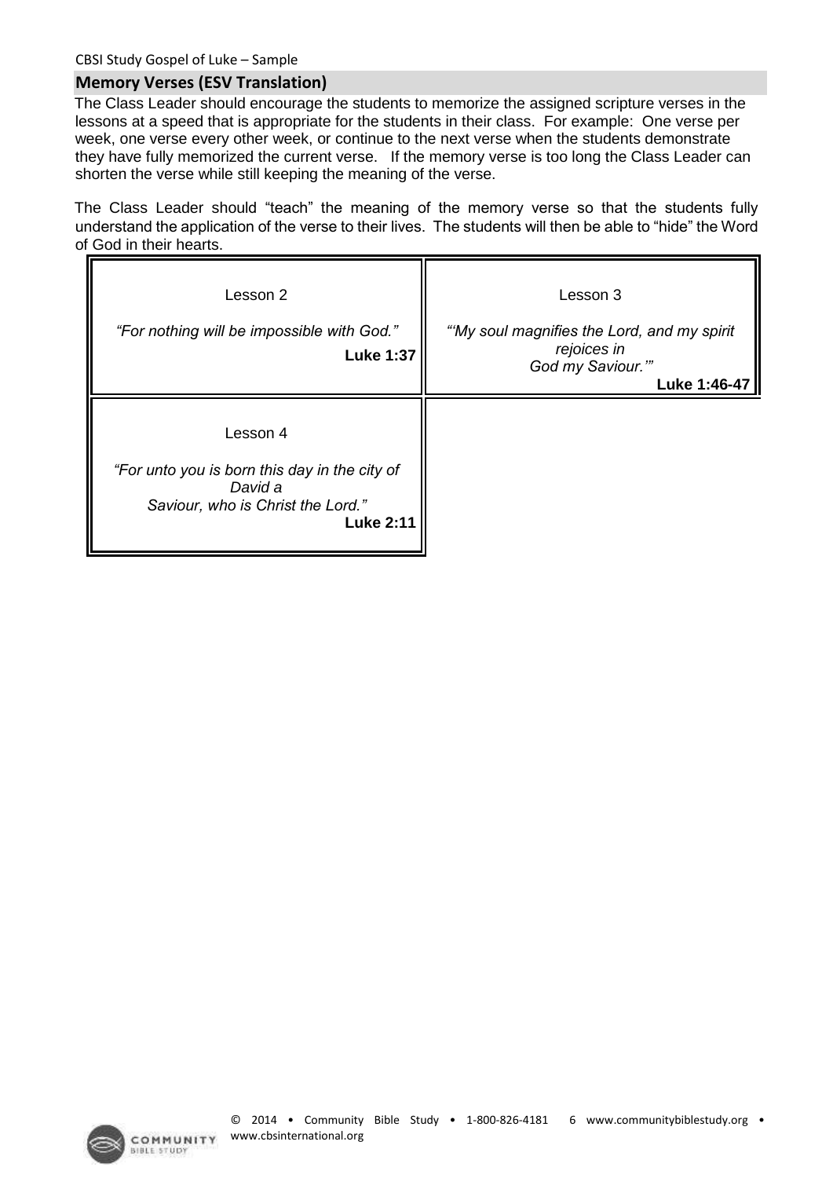## Memory Verses (ESV Translation)

The Class Leader should encourage the students to memorize the assigned scripture verses in the lessons at a speed that is appropriate for the students in their class. For example: One verse per week, one verse every other week, or continue to the next verse when the students demonstrate they have fully memorized the current verse. If the memory verse is too long the Class Leader can shorten the verse while still keeping the meaning of the verse.

The Class Leader should "teach" the meaning of the memory verse so that the students fully understand the application of the verse to their lives. The students will then be able to "hide" the Word of God in their hearts.

| | |
|---|---|
| Lesson 2<br><br>*"For nothing will be impossible with God."*<br>**Luke 1:37** | Lesson 3<br><br>*"'My soul magnifies the Lord, and my spirit rejoices in God my Saviour.'"*<br>**Luke 1:46-47** |
| Lesson 4<br><br>*"For unto you is born this day in the city of David a Saviour, who is Christ the Lord."*<br>**Luke 2:11** | |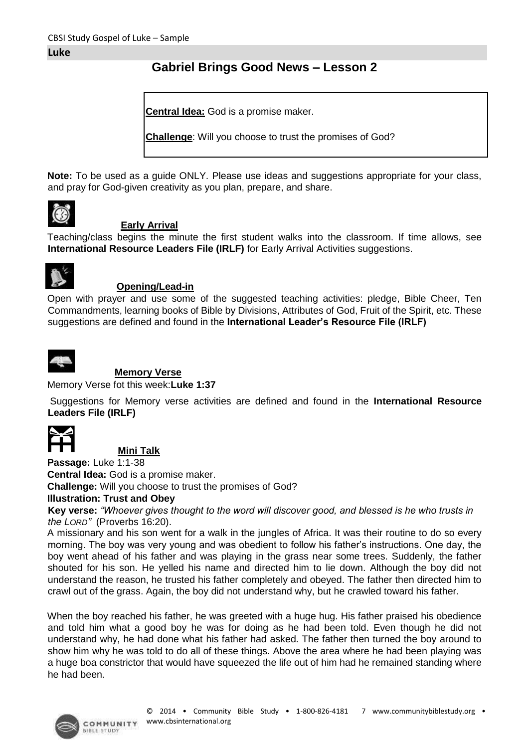**Luke**

# Gabriel Brings Good News – Lesson 2

**Central Idea:** God is a promise maker.

**Challenge**: Will you choose to trust the promises of God?

**Note:** To be used as a guide ONLY. Please use ideas and suggestions appropriate for your class, and pray for God-given creativity as you plan, prepare, and share.

## Early Arrival

Teaching/class begins the minute the first student walks into the classroom. If time allows, see **International Resource Leaders File (IRLF)** for Early Arrival Activities suggestions.

## Opening/Lead-in

Open with prayer and use some of the suggested teaching activities: pledge, Bible Cheer, Ten Commandments, learning books of Bible by Divisions, Attributes of God, Fruit of the Spirit, etc. These suggestions are defined and found in the **International Leader's Resource File (IRLF)**

## Memory Verse

Memory Verse fot this week:**Luke 1:37**

Suggestions for Memory verse activities are defined and found in the **International Resource Leaders File (IRLF)**

## Mini Talk

**Passage:** Luke 1:1-38
**Central Idea:** God is a promise maker.
**Challenge:** Will you choose to trust the promises of God?
**Illustration: Trust and Obey**
**Key verse:** *"Whoever gives thought to the word will discover good, and blessed is he who trusts in the LORD"* (Proverbs 16:20).

A missionary and his son went for a walk in the jungles of Africa. It was their routine to do so every morning. The boy was very young and was obedient to follow his father's instructions. One day, the boy went ahead of his father and was playing in the grass near some trees. Suddenly, the father shouted for his son. He yelled his name and directed him to lie down. Although the boy did not understand the reason, he trusted his father completely and obeyed. The father then directed him to crawl out of the grass. Again, the boy did not understand why, but he crawled toward his father.

When the boy reached his father, he was greeted with a huge hug. His father praised his obedience and told him what a good boy he was for doing as he had been told. Even though he did not understand why, he had done what his father had asked. The father then turned the boy around to show him why he was told to do all of these things. Above the area where he had been playing was a huge boa constrictor that would have squeezed the life out of him had he remained standing where he had been.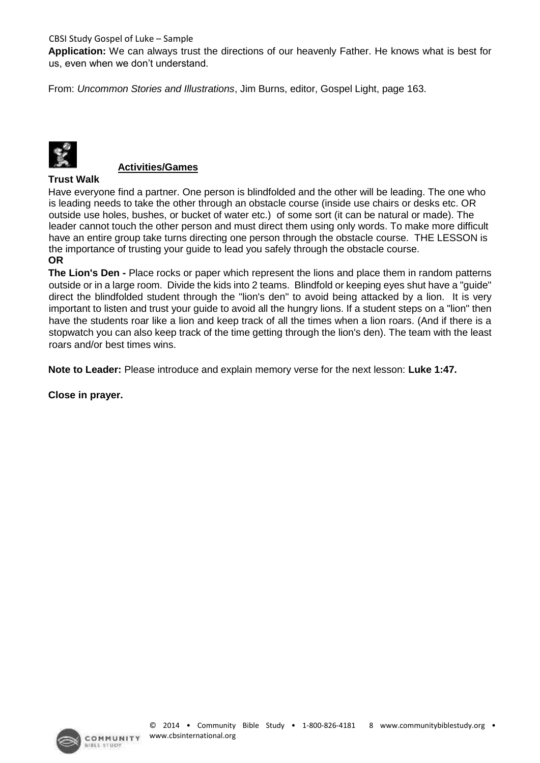**Application:** We can always trust the directions of our heavenly Father. He knows what is best for us, even when we don't understand.

From: *Uncommon Stories and Illustrations*, Jim Burns, editor, Gospel Light, page 163.

## Activities/Games

**Trust Walk**

Have everyone find a partner. One person is blindfolded and the other will be leading. The one who is leading needs to take the other through an obstacle course (inside use chairs or desks etc. OR outside use holes, bushes, or bucket of water etc.) of some sort (it can be natural or made). The leader cannot touch the other person and must direct them using only words. To make more difficult have an entire group take turns directing one person through the obstacle course. THE LESSON is the importance of trusting your guide to lead you safely through the obstacle course.

**OR**

**The Lion's Den -** Place rocks or paper which represent the lions and place them in random patterns outside or in a large room. Divide the kids into 2 teams. Blindfold or keeping eyes shut have a "guide" direct the blindfolded student through the "lion's den" to avoid being attacked by a lion. It is very important to listen and trust your guide to avoid all the hungry lions. If a student steps on a "lion" then have the students roar like a lion and keep track of all the times when a lion roars. (And if there is a stopwatch you can also keep track of the time getting through the lion's den). The team with the least roars and/or best times wins.

**Note to Leader:** Please introduce and explain memory verse for the next lesson: **Luke 1:47.**

**Close in prayer.**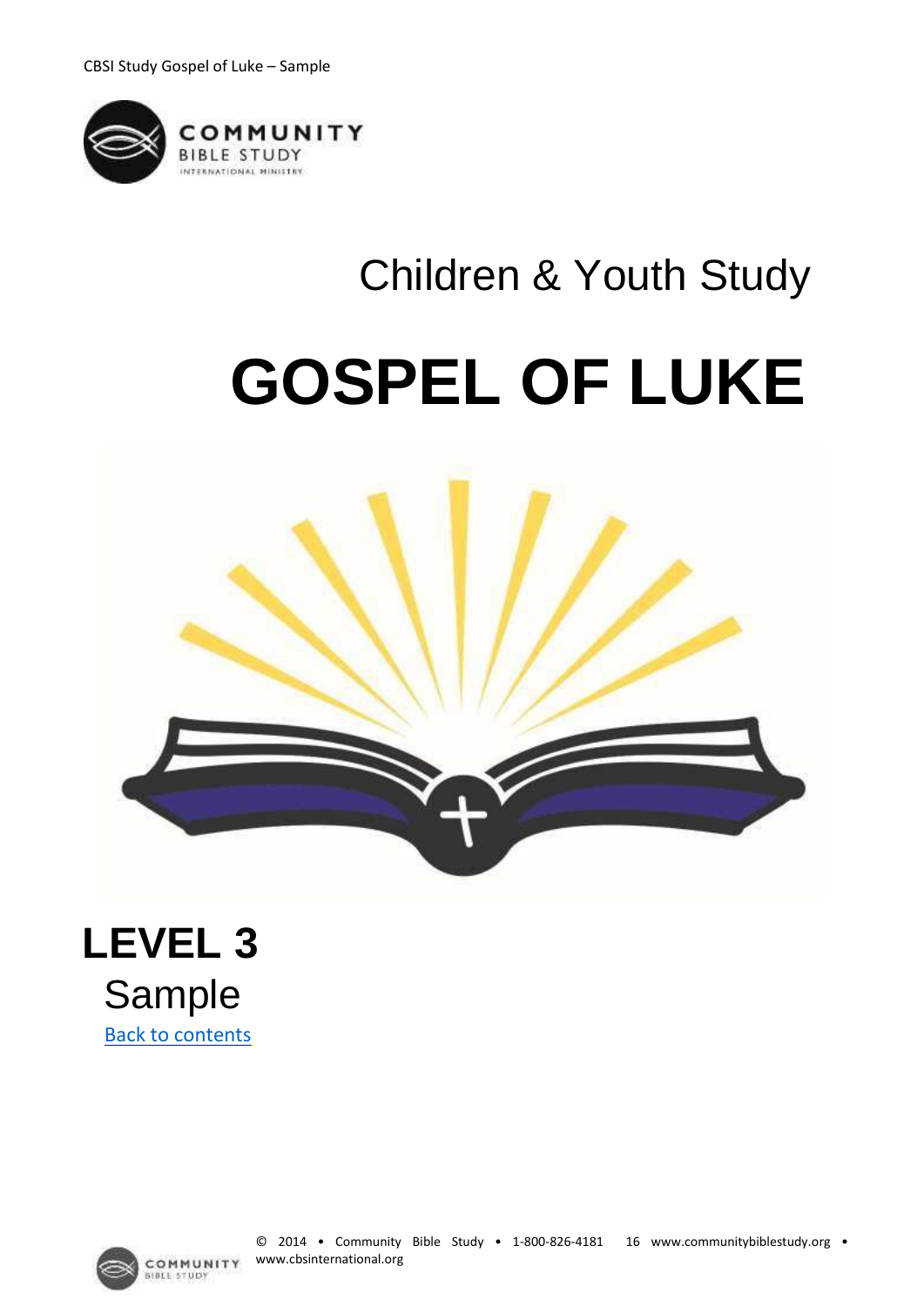Children & Youth Study

# GOSPEL OF LUKE

## LEVEL 3

Sample

[Back to contents](#)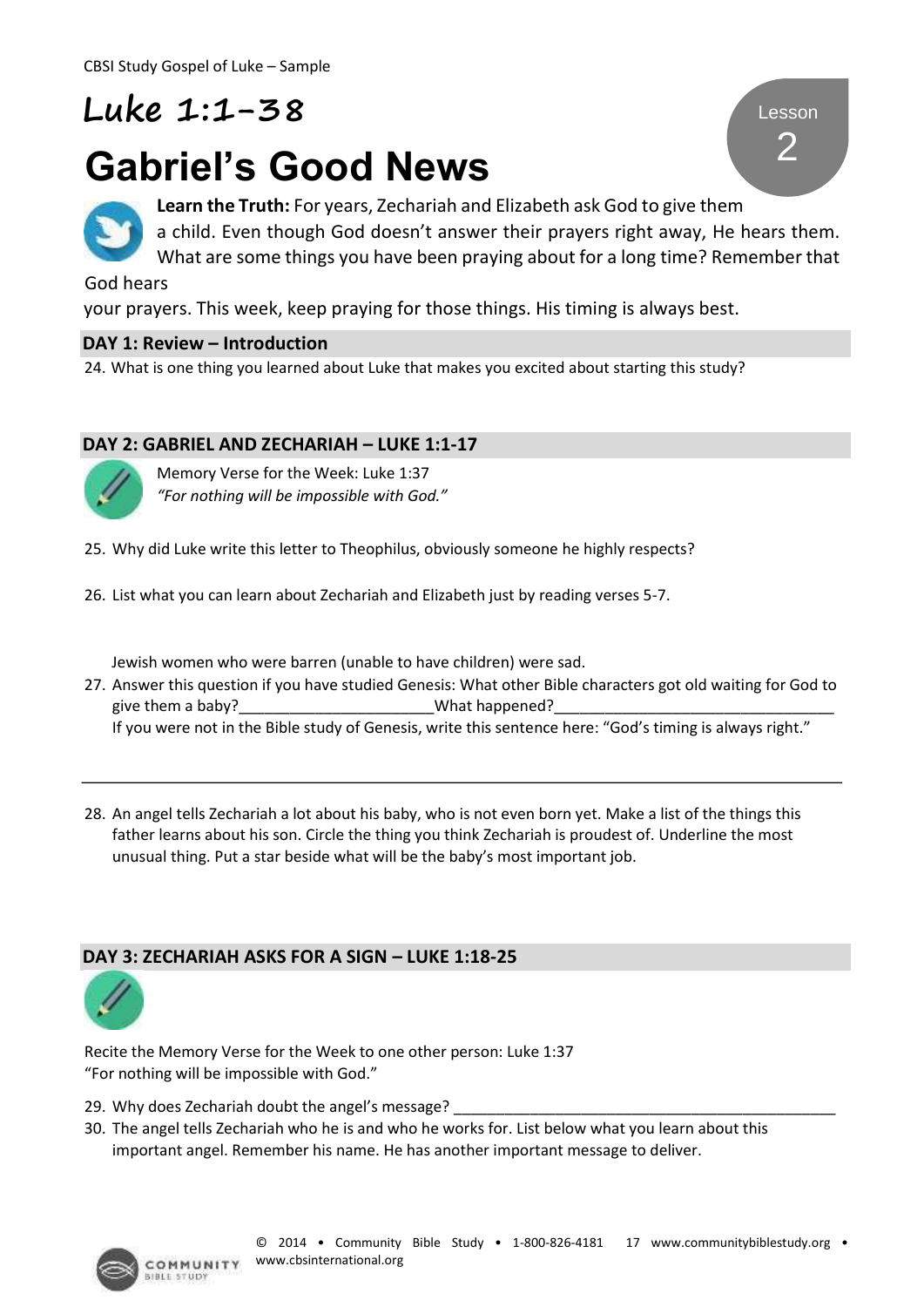# Luke 1:1-38

# Gabriel's Good News

Lesson 2

**Learn the Truth:** For years, Zechariah and Elizabeth ask God to give them a child. Even though God doesn't answer their prayers right away, He hears them. What are some things you have been praying about for a long time? Remember that God hears your prayers. This week, keep praying for those things. His timing is always best.

## DAY 1: Review – Introduction

24. What is one thing you learned about Luke that makes you excited about starting this study?

## DAY 2: GABRIEL AND ZECHARIAH – LUKE 1:1-17

Memory Verse for the Week: Luke 1:37
*"For nothing will be impossible with God."*

25. Why did Luke write this letter to Theophilus, obviously someone he highly respects?

26. List what you can learn about Zechariah and Elizabeth just by reading verses 5-7.

Jewish women who were barren (unable to have children) were sad.

27. Answer this question if you have studied Genesis: What other Bible characters got old waiting for God to give them a baby?______________________What happened?________________________________
If you were not in the Bible study of Genesis, write this sentence here: "God's timing is always right."

_____________________________________________________________________________________

28. An angel tells Zechariah a lot about his baby, who is not even born yet. Make a list of the things this father learns about his son. Circle the thing you think Zechariah is proudest of. Underline the most unusual thing. Put a star beside what will be the baby's most important job.

## DAY 3: ZECHARIAH ASKS FOR A SIGN – LUKE 1:18-25

Recite the Memory Verse for the Week to one other person: Luke 1:37
"For nothing will be impossible with God."

29. Why does Zechariah doubt the angel's message? ______________________________________________
30. The angel tells Zechariah who he is and who he works for. List below what you learn about this important angel. Remember his name. He has another important message to deliver.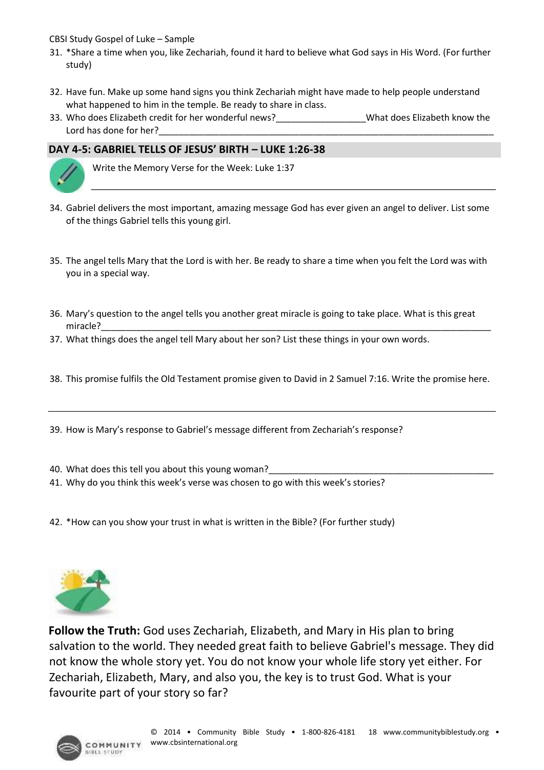31. *Share a time when you, like Zechariah, found it hard to believe what God says in His Word. (For further study)

32. Have fun. Make up some hand signs you think Zechariah might have made to help people understand what happened to him in the temple. Be ready to share in class.
33. Who does Elizabeth credit for her wonderful news?_________________What does Elizabeth know the Lord has done for her?______________________________________________________________________

## DAY 4-5: GABRIEL TELLS OF JESUS' BIRTH – LUKE 1:26-38

Write the Memory Verse for the Week: Luke 1:37

______________________________________________________________________________

34. Gabriel delivers the most important, amazing message God has ever given an angel to deliver. List some of the things Gabriel tells this young girl.

35. The angel tells Mary that the Lord is with her. Be ready to share a time when you felt the Lord was with you in a special way.

36. Mary's question to the angel tells you another great miracle is going to take place. What is this great miracle?________________________________________________________________________________
37. What things does the angel tell Mary about her son? List these things in your own words.

38. This promise fulfils the Old Testament promise given to David in 2 Samuel 7:16. Write the promise here.

______________________________________________________________________________

39. How is Mary's response to Gabriel's message different from Zechariah's response?

40. What does this tell you about this young woman?_______________________________________________
41. Why do you think this week's verse was chosen to go with this week's stories?

42. *How can you show your trust in what is written in the Bible? (For further study)

**Follow the Truth:** God uses Zechariah, Elizabeth, and Mary in His plan to bring salvation to the world. They needed great faith to believe Gabriel's message. They did not know the whole story yet. You do not know your whole life story yet either. For Zechariah, Elizabeth, Mary, and also you, the key is to trust God. What is your favourite part of your story so far?